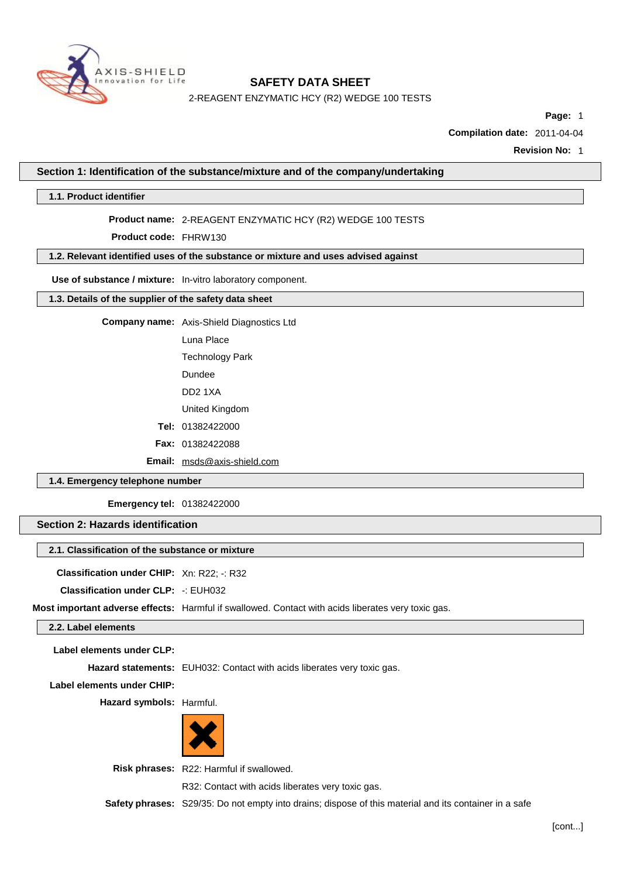# SAFETY DATA SHEET

2-REAGENT ENZYMATIC HCY (R2) WEDGE 100 TESTS

**Page:** 1

**Compilation date:** 2011-04-04

**Revision No:** 1

## Section 1: Identification of the substance/mixture and of the company/undertaking

### 1.1. Product identifier

**Product name:** 2-REAGENT ENZYMATIC HCY (R2) WEDGE 100 TESTS

**Product code:** FHRW130

### 1.2. Relevant identified uses of the substance or mixture and uses advised against

**Use of substance / mixture:** In-vitro laboratory component.

### 1.3. Details of the supplier of the safety data sheet

**Company name:** Axis-Shield Diagnostics Ltd

Luna Place

Technology Park

Dundee

DD2 1XA

United Kingdom

**Tel:** 01382422000

**Fax:** 01382422088

**Email:** msds@axis-shield.com

### 1.4. Emergency telephone number

**Emergency tel:** 01382422000

## Section 2: Hazards identification

### 2.1. Classification of the substance or mixture

**Classification under CHIP:** Xn: R22; -: R32

**Classification under CLP:** -: EUH032

**Most important adverse effects:** Harmful if swallowed. Contact with acids liberates very toxic gas.

### 2.2. Label elements

**Label elements under CLP:**

**Hazard statements:** EUH032: Contact with acids liberates very toxic gas.

**Label elements under CHIP:**

**Hazard symbols:** Harmful.

**Risk phrases:** R22: Harmful if swallowed.

R32: Contact with acids liberates very toxic gas.

**Safety phrases:** S29/35: Do not empty into drains; dispose of this material and its container in a safe

[cont...]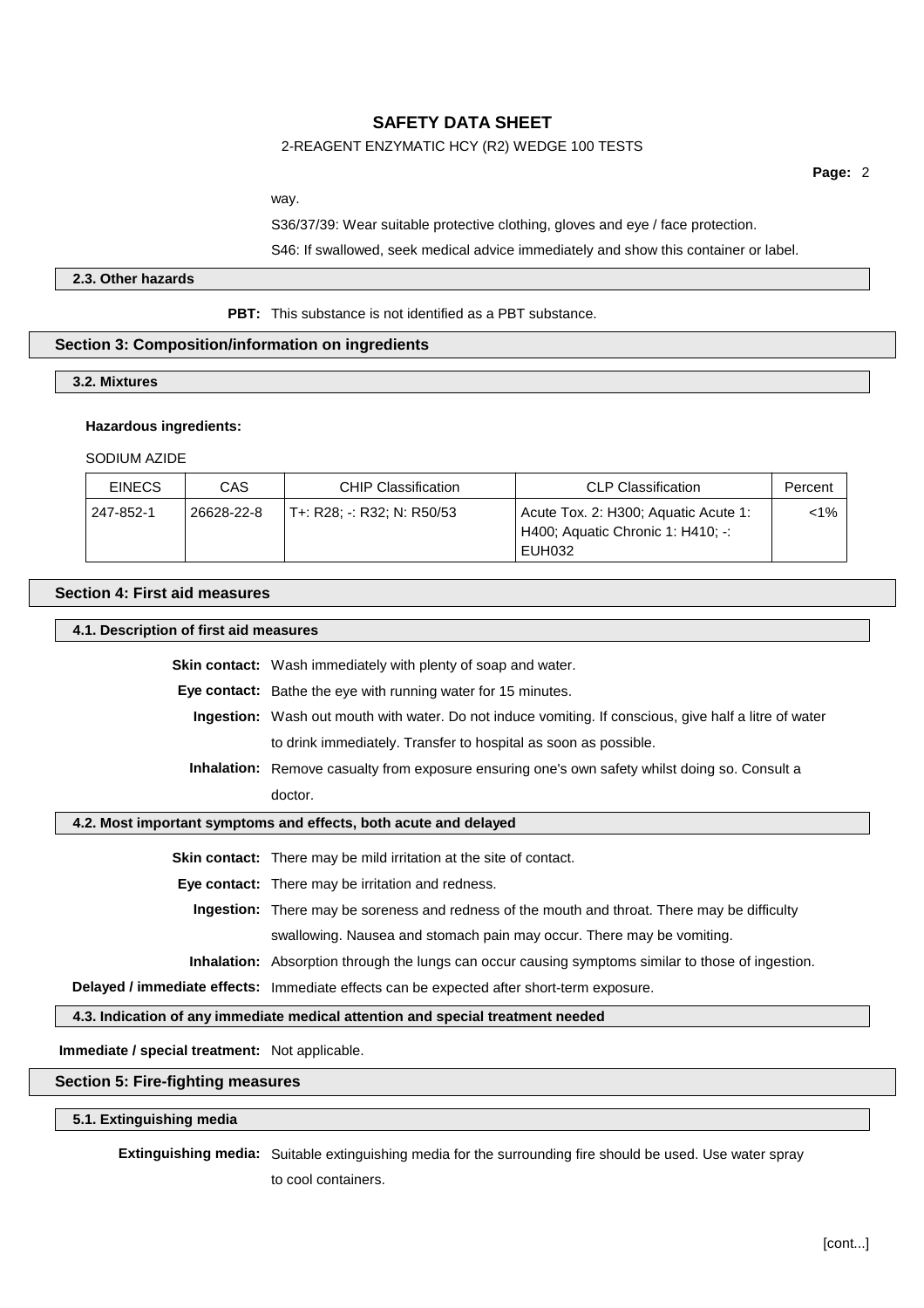way.

S36/37/39: Wear suitable protective clothing, gloves and eye / face protection.

S46: If swallowed, seek medical advice immediately and show this container or label.

### 2.3. Other hazards

**PBT:** This substance is not identified as a PBT substance.

## Section 3: Composition/information on ingredients

### 3.2. Mixtures

**Hazardous ingredients:**

SODIUM AZIDE

| EINECS | CAS | CHIP Classification | CLP Classification | Percent |
|---|---|---|---|---|
| 247-852-1 | 26628-22-8 | T+: R28; -: R32; N: R50/53 | Acute Tox. 2: H300; Aquatic Acute 1: H400; Aquatic Chronic 1: H410; -: EUH032 | <1% |

## Section 4: First aid measures

### 4.1. Description of first aid measures

**Skin contact:** Wash immediately with plenty of soap and water.

**Eye contact:** Bathe the eye with running water for 15 minutes.

**Ingestion:** Wash out mouth with water. Do not induce vomiting. If conscious, give half a litre of water to drink immediately. Transfer to hospital as soon as possible.

**Inhalation:** Remove casualty from exposure ensuring one's own safety whilst doing so. Consult a doctor.

### 4.2. Most important symptoms and effects, both acute and delayed

**Skin contact:** There may be mild irritation at the site of contact.

**Eye contact:** There may be irritation and redness.

**Ingestion:** There may be soreness and redness of the mouth and throat. There may be difficulty swallowing. Nausea and stomach pain may occur. There may be vomiting.

**Inhalation:** Absorption through the lungs can occur causing symptoms similar to those of ingestion.

**Delayed / immediate effects:** Immediate effects can be expected after short-term exposure.

### 4.3. Indication of any immediate medical attention and special treatment needed

**Immediate / special treatment:** Not applicable.

## Section 5: Fire-fighting measures

### 5.1. Extinguishing media

**Extinguishing media:** Suitable extinguishing media for the surrounding fire should be used. Use water spray to cool containers.

[cont...]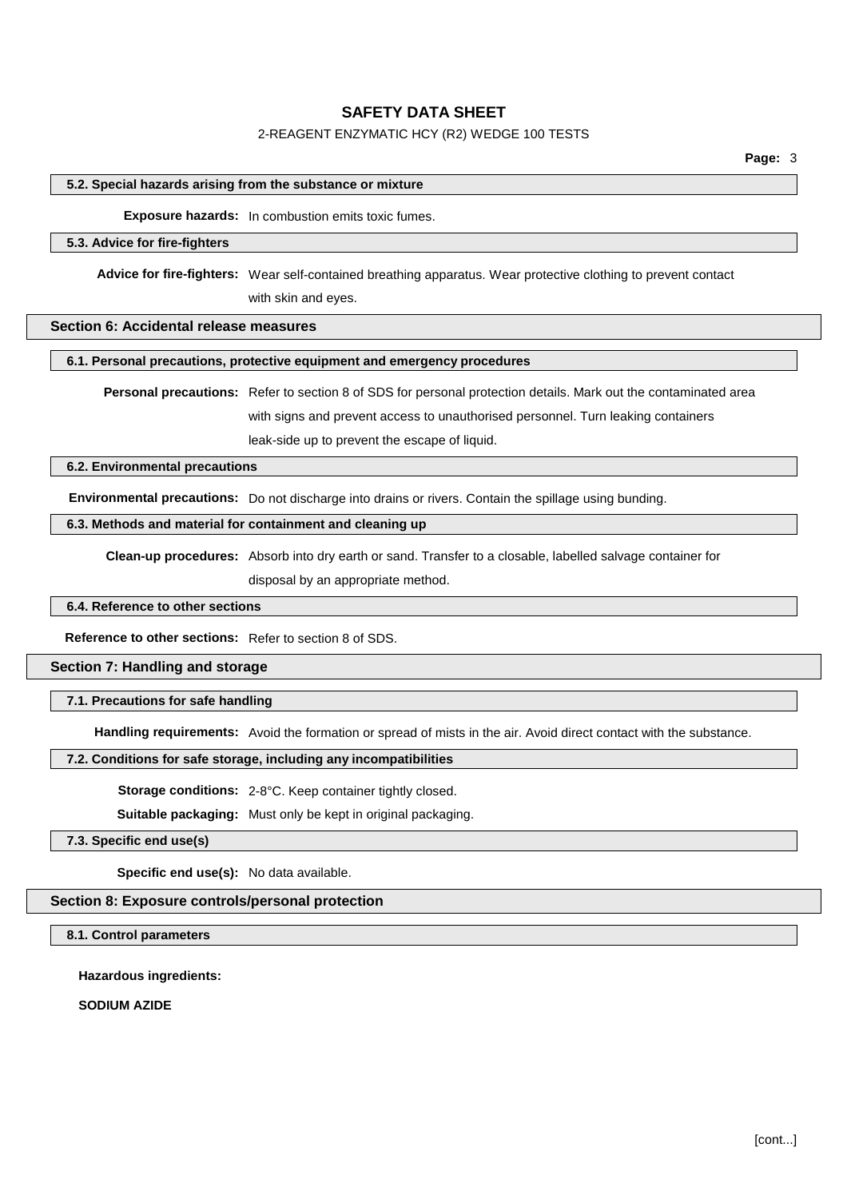#### 5.2. Special hazards arising from the substance or mixture

**Exposure hazards:** In combustion emits toxic fumes.

#### 5.3. Advice for fire-fighters

**Advice for fire-fighters:** Wear self-contained breathing apparatus. Wear protective clothing to prevent contact with skin and eyes.

### Section 6: Accidental release measures

#### 6.1. Personal precautions, protective equipment and emergency procedures

**Personal precautions:** Refer to section 8 of SDS for personal protection details. Mark out the contaminated area with signs and prevent access to unauthorised personnel. Turn leaking containers leak-side up to prevent the escape of liquid.

#### 6.2. Environmental precautions

**Environmental precautions:** Do not discharge into drains or rivers. Contain the spillage using bunding.

#### 6.3. Methods and material for containment and cleaning up

**Clean-up procedures:** Absorb into dry earth or sand. Transfer to a closable, labelled salvage container for disposal by an appropriate method.

#### 6.4. Reference to other sections

**Reference to other sections:** Refer to section 8 of SDS.

### Section 7: Handling and storage

#### 7.1. Precautions for safe handling

**Handling requirements:** Avoid the formation or spread of mists in the air. Avoid direct contact with the substance.

#### 7.2. Conditions for safe storage, including any incompatibilities

**Storage conditions:** 2-8°C. Keep container tightly closed.

**Suitable packaging:** Must only be kept in original packaging.

#### 7.3. Specific end use(s)

**Specific end use(s):** No data available.

### Section 8: Exposure controls/personal protection

#### 8.1. Control parameters

**Hazardous ingredients:**

**SODIUM AZIDE**

[cont...]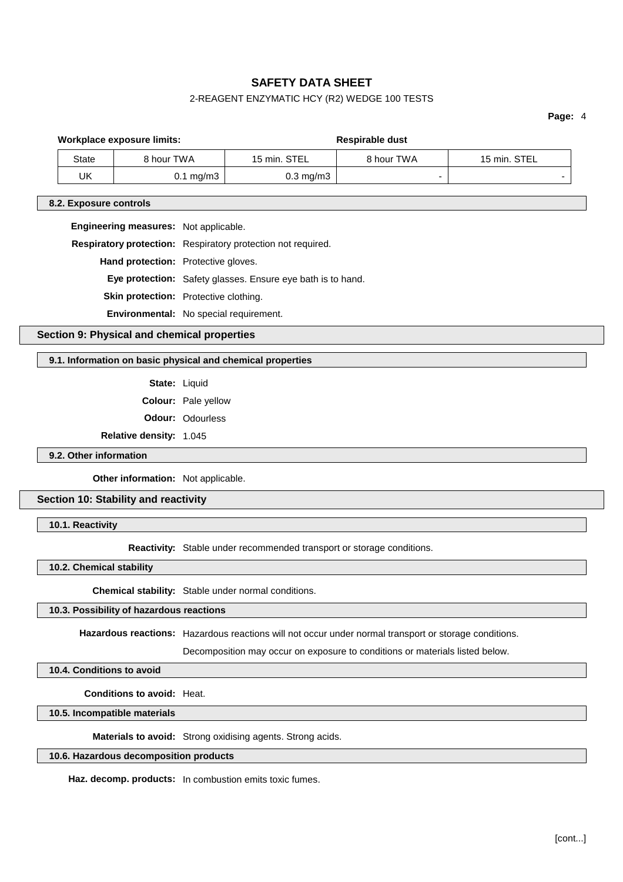**Workplace exposure limits:** **Respirable dust**

| State | 8 hour TWA | 15 min. STEL | 8 hour TWA | 15 min. STEL |
|---|---|---|---|---|
| UK | 0.1 mg/m3 | 0.3 mg/m3 | - | - |

### 8.2. Exposure controls

**Engineering measures:** Not applicable.

**Respiratory protection:** Respiratory protection not required.

**Hand protection:** Protective gloves.

**Eye protection:** Safety glasses. Ensure eye bath is to hand.

**Skin protection:** Protective clothing.

**Environmental:** No special requirement.

## Section 9: Physical and chemical properties

### 9.1. Information on basic physical and chemical properties

**State:** Liquid

**Colour:** Pale yellow

**Odour:** Odourless

**Relative density:** 1.045

### 9.2. Other information

**Other information:** Not applicable.

## Section 10: Stability and reactivity

### 10.1. Reactivity

**Reactivity:** Stable under recommended transport or storage conditions.

### 10.2. Chemical stability

**Chemical stability:** Stable under normal conditions.

### 10.3. Possibility of hazardous reactions

**Hazardous reactions:** Hazardous reactions will not occur under normal transport or storage conditions.

Decomposition may occur on exposure to conditions or materials listed below.

### 10.4. Conditions to avoid

**Conditions to avoid:** Heat.

### 10.5. Incompatible materials

**Materials to avoid:** Strong oxidising agents. Strong acids.

### 10.6. Hazardous decomposition products

**Haz. decomp. products:** In combustion emits toxic fumes.

[cont...]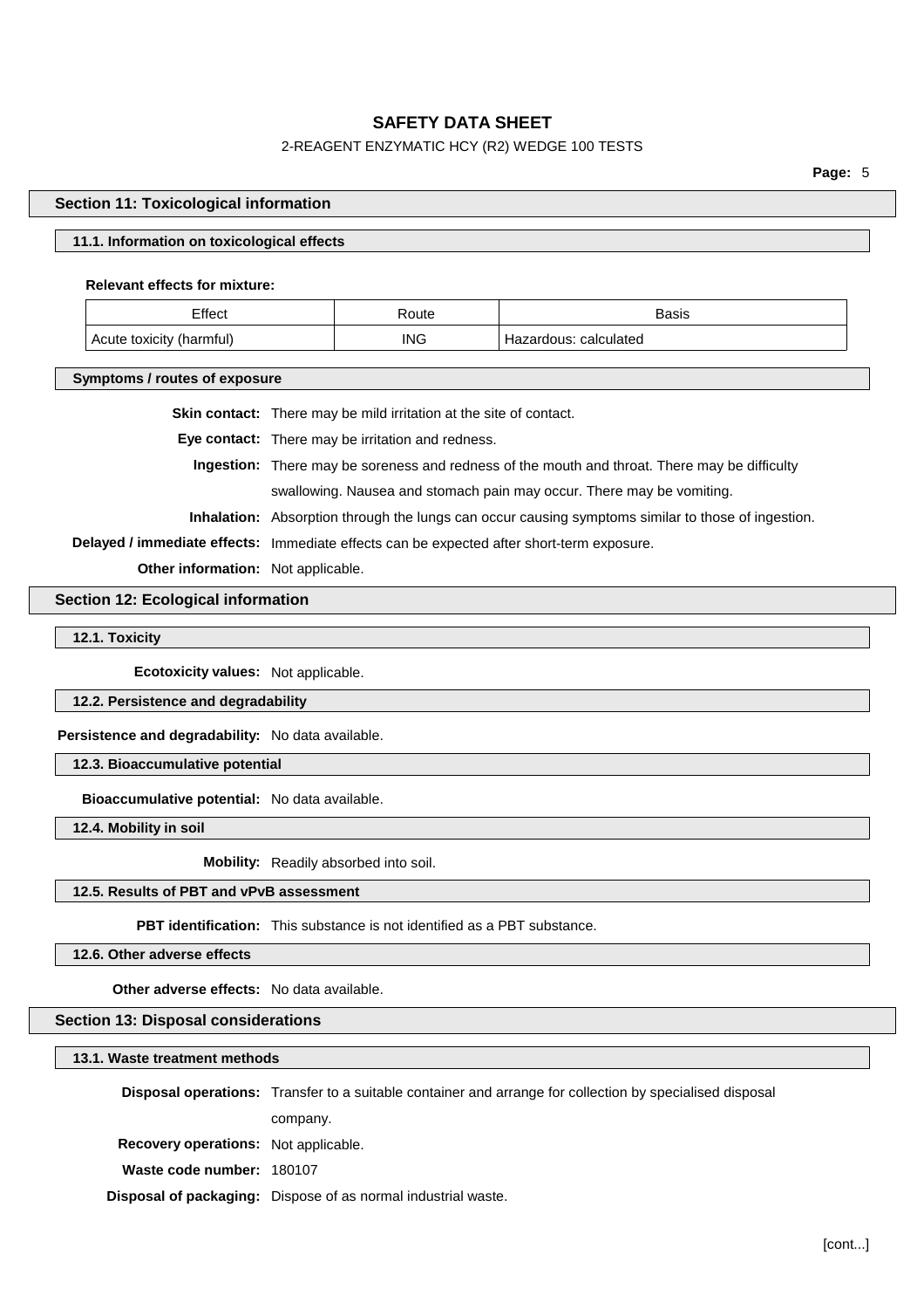## Section 11: Toxicological information

### 11.1. Information on toxicological effects

**Relevant effects for mixture:**

| Effect | Route | Basis |
|---|---|---|
| Acute toxicity (harmful) | ING | Hazardous: calculated |

### Symptoms / routes of exposure

**Skin contact:** There may be mild irritation at the site of contact.

**Eye contact:** There may be irritation and redness.

**Ingestion:** There may be soreness and redness of the mouth and throat. There may be difficulty swallowing. Nausea and stomach pain may occur. There may be vomiting.

**Inhalation:** Absorption through the lungs can occur causing symptoms similar to those of ingestion.

**Delayed / immediate effects:** Immediate effects can be expected after short-term exposure.

**Other information:** Not applicable.

## Section 12: Ecological information

### 12.1. Toxicity

**Ecotoxicity values:** Not applicable.

### 12.2. Persistence and degradability

**Persistence and degradability:** No data available.

### 12.3. Bioaccumulative potential

**Bioaccumulative potential:** No data available.

### 12.4. Mobility in soil

**Mobility:** Readily absorbed into soil.

### 12.5. Results of PBT and vPvB assessment

**PBT identification:** This substance is not identified as a PBT substance.

### 12.6. Other adverse effects

**Other adverse effects:** No data available.

## Section 13: Disposal considerations

### 13.1. Waste treatment methods

**Disposal operations:** Transfer to a suitable container and arrange for collection by specialised disposal company.

**Recovery operations:** Not applicable.

**Waste code number:** 180107

**Disposal of packaging:** Dispose of as normal industrial waste.

[cont...]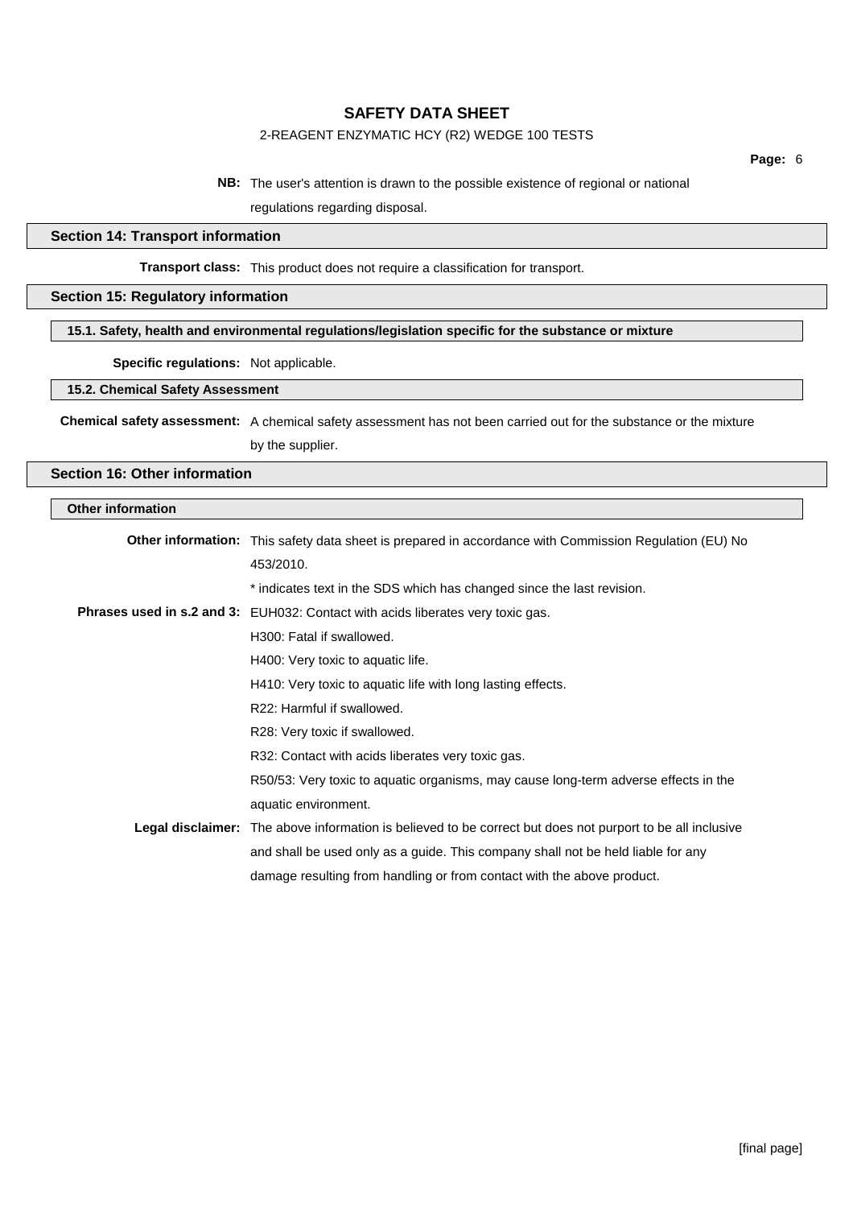**NB:** The user's attention is drawn to the possible existence of regional or national regulations regarding disposal.

## Section 14: Transport information

**Transport class:** This product does not require a classification for transport.

## Section 15: Regulatory information

### 15.1. Safety, health and environmental regulations/legislation specific for the substance or mixture

**Specific regulations:** Not applicable.

### 15.2. Chemical Safety Assessment

**Chemical safety assessment:** A chemical safety assessment has not been carried out for the substance or the mixture by the supplier.

## Section 16: Other information

### Other information

**Other information:** This safety data sheet is prepared in accordance with Commission Regulation (EU) No 453/2010.

* indicates text in the SDS which has changed since the last revision.

**Phrases used in s.2 and 3:** EUH032: Contact with acids liberates very toxic gas.

H300: Fatal if swallowed.

H400: Very toxic to aquatic life.

H410: Very toxic to aquatic life with long lasting effects.

R22: Harmful if swallowed.

R28: Very toxic if swallowed.

R32: Contact with acids liberates very toxic gas.

R50/53: Very toxic to aquatic organisms, may cause long-term adverse effects in the aquatic environment.

**Legal disclaimer:** The above information is believed to be correct but does not purport to be all inclusive and shall be used only as a guide. This company shall not be held liable for any damage resulting from handling or from contact with the above product.

[final page]